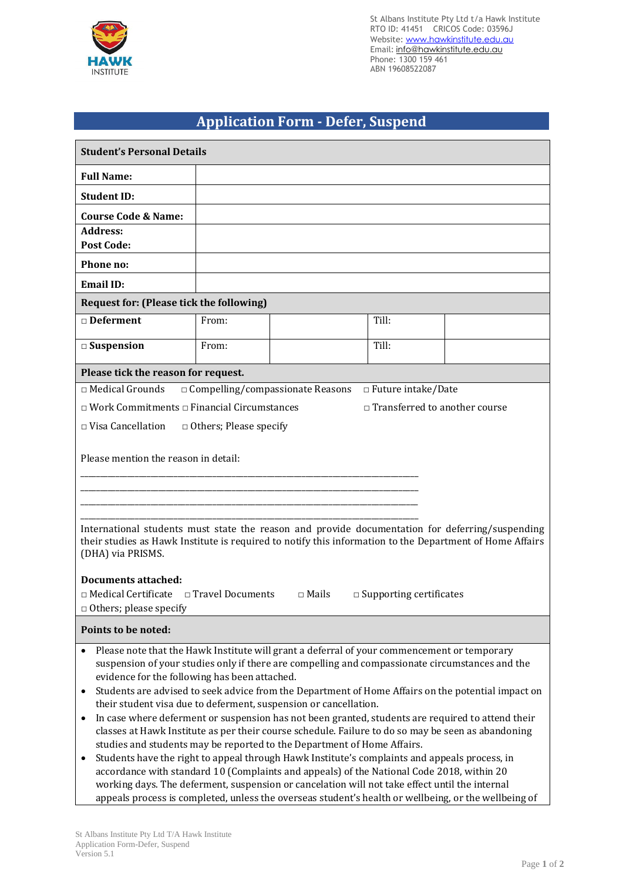St Albans Institute Pty Ltd t/a Hawk Institute
RTO ID: 41451 CRICOS Code: 03596J
Website: www.hawkinstitute.edu.au
Email: info@hawkinstitute.edu.au
Phone: 1300 159 461
ABN 19608522087

# Application Form - Defer, Suspend

| **Student's Personal Details** | | | | |
|---|---|---|---|---|
| **Full Name:** | | | | |
| **Student ID:** | | | | |
| **Course Code & Name:** | | | | |
| **Address:**<br>**Post Code:** | | | | |
| **Phone no:** | | | | |
| **Email ID:** | | | | |
| **Request for: (Please tick the following)** | | | | |
| □ **Deferment** | From: | | Till: | |
| □ **Suspension** | From: | | Till: | |

**Please tick the reason for request.**

□ Medical Grounds □ Compelling/compassionate Reasons □ Future intake/Date

□ Work Commitments □ Financial Circumstances □ Transferred to another course

□ Visa Cancellation □ Others; Please specify

Please mention the reason in detail:

_______________________________________________________________________________

_______________________________________________________________________________

_______________________________________________________________________________

_______________________________________________________________________________

International students must state the reason and provide documentation for deferring/suspending their studies as Hawk Institute is required to notify this information to the Department of Home Affairs (DHA) via PRISMS.

**Documents attached:**

□ Medical Certificate □ Travel Documents □ Mails □ Supporting certificates

□ Others; please specify

**Points to be noted:**

- Please note that the Hawk Institute will grant a deferral of your commencement or temporary suspension of your studies only if there are compelling and compassionate circumstances and the evidence for the following has been attached.
- Students are advised to seek advice from the Department of Home Affairs on the potential impact on their student visa due to deferment, suspension or cancellation.
- In case where deferment or suspension has not been granted, students are required to attend their classes at Hawk Institute as per their course schedule. Failure to do so may be seen as abandoning studies and students may be reported to the Department of Home Affairs.
- Students have the right to appeal through Hawk Institute's complaints and appeals process, in accordance with standard 10 (Complaints and appeals) of the National Code 2018, within 20 working days. The deferment, suspension or cancelation will not take effect until the internal appeals process is completed, unless the overseas student's health or wellbeing, or the wellbeing of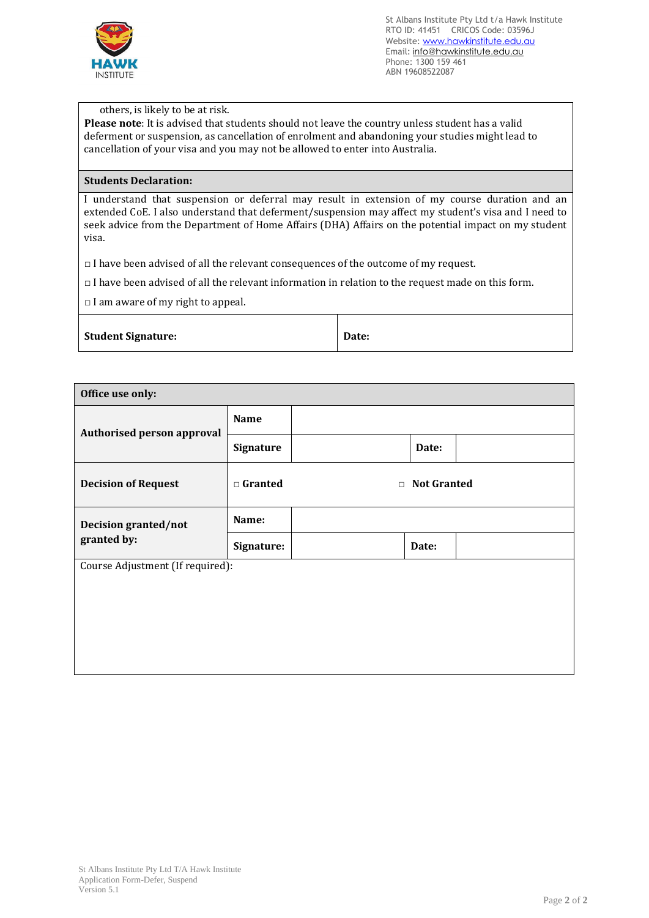others, is likely to be at risk.

**Please note**: It is advised that students should not leave the country unless student has a valid deferment or suspension, as cancellation of enrolment and abandoning your studies might lead to cancellation of your visa and you may not be allowed to enter into Australia.

**Students Declaration:**

I understand that suspension or deferral may result in extension of my course duration and an extended CoE. I also understand that deferment/suspension may affect my student's visa and I need to seek advice from the Department of Home Affairs (DHA) Affairs on the potential impact on my student visa.

□ I have been advised of all the relevant consequences of the outcome of my request.

□ I have been advised of all the relevant information in relation to the request made on this form.

□ I am aware of my right to appeal.

| | |
|---|---|
| **Student Signature:** | **Date:** |

| **Office use only:** | | | | |
|---|---|---|---|---|
| **Authorised person approval** | **Name** | | | |
| | **Signature** | | **Date:** | |
| **Decision of Request** | □ **Granted** | | □ **Not Granted** | |
| **Decision granted/not granted by:** | **Name:** | | | |
| | **Signature:** | | **Date:** | |
| Course Adjustment (If required): | | | | |

St Albans Institute Pty Ltd T/A Hawk Institute
Application Form-Defer, Suspend
Version 5.1